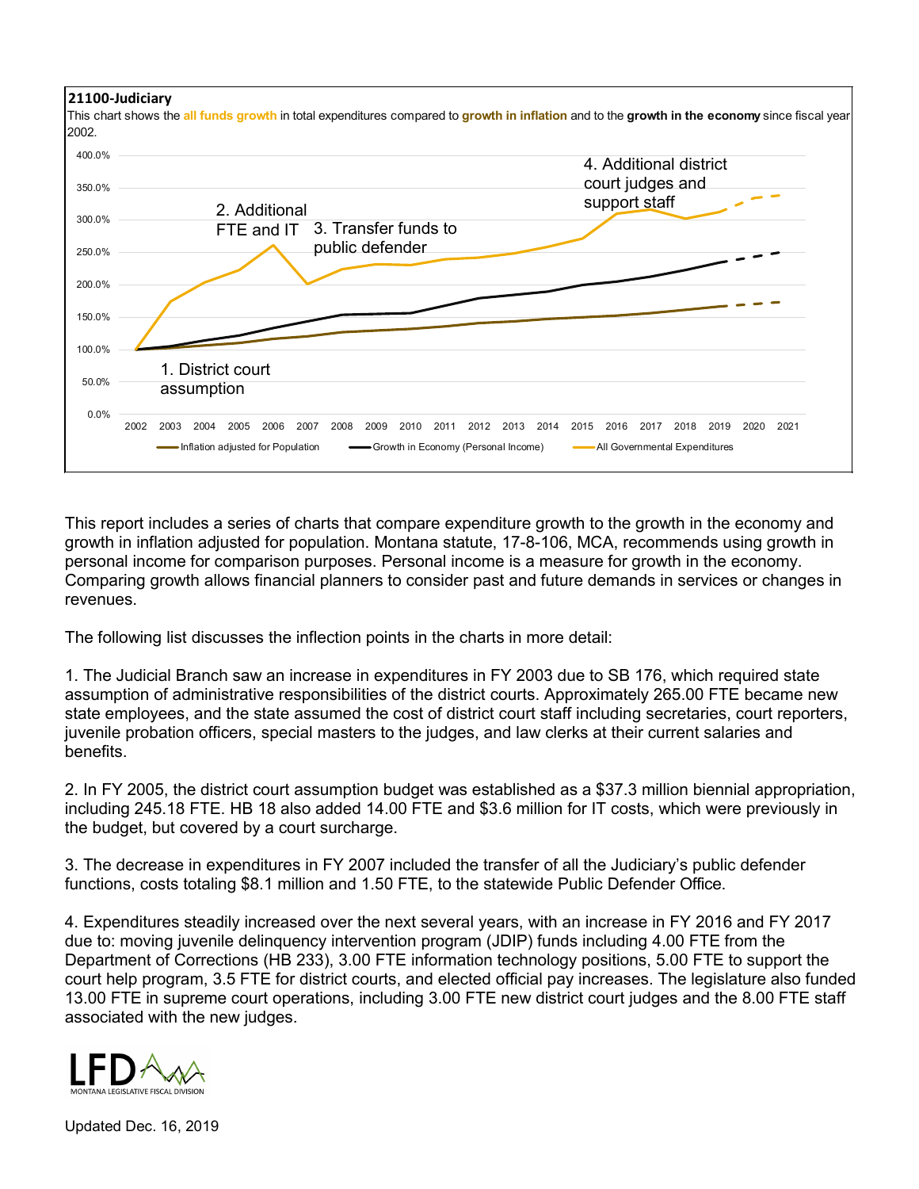**21100-Judiciary**

This chart shows the **all funds growth** in total expenditures compared to **growth in inflation** and to the **growth in the economy** since fiscal year 2002.

1. District court assumption
2. Additional FTE and IT
3. Transfer funds to public defender
4. Additional district court judges and support staff

Legend: Inflation adjusted for Population; Growth in Economy (Personal Income); All Governmental Expenditures

This report includes a series of charts that compare expenditure growth to the growth in the economy and growth in inflation adjusted for population. Montana statute, 17-8-106, MCA, recommends using growth in personal income for comparison purposes. Personal income is a measure for growth in the economy. Comparing growth allows financial planners to consider past and future demands in services or changes in revenues.

The following list discusses the inflection points in the charts in more detail:

1. The Judicial Branch saw an increase in expenditures in FY 2003 due to SB 176, which required state assumption of administrative responsibilities of the district courts. Approximately 265.00 FTE became new state employees, and the state assumed the cost of district court staff including secretaries, court reporters, juvenile probation officers, special masters to the judges, and law clerks at their current salaries and benefits.

2. In FY 2005, the district court assumption budget was established as a $37.3 million biennial appropriation, including 245.18 FTE. HB 18 also added 14.00 FTE and $3.6 million for IT costs, which were previously in the budget, but covered by a court surcharge.

3. The decrease in expenditures in FY 2007 included the transfer of all the Judiciary's public defender functions, costs totaling $8.1 million and 1.50 FTE, to the statewide Public Defender Office.

4. Expenditures steadily increased over the next several years, with an increase in FY 2016 and FY 2017 due to: moving juvenile delinquency intervention program (JDIP) funds including 4.00 FTE from the Department of Corrections (HB 233), 3.00 FTE information technology positions, 5.00 FTE to support the court help program, 3.5 FTE for district courts, and elected official pay increases. The legislature also funded 13.00 FTE in supreme court operations, including 3.00 FTE new district court judges and the 8.00 FTE staff associated with the new judges.

LFD – MONTANA LEGISLATIVE FISCAL DIVISION

Updated Dec. 16, 2019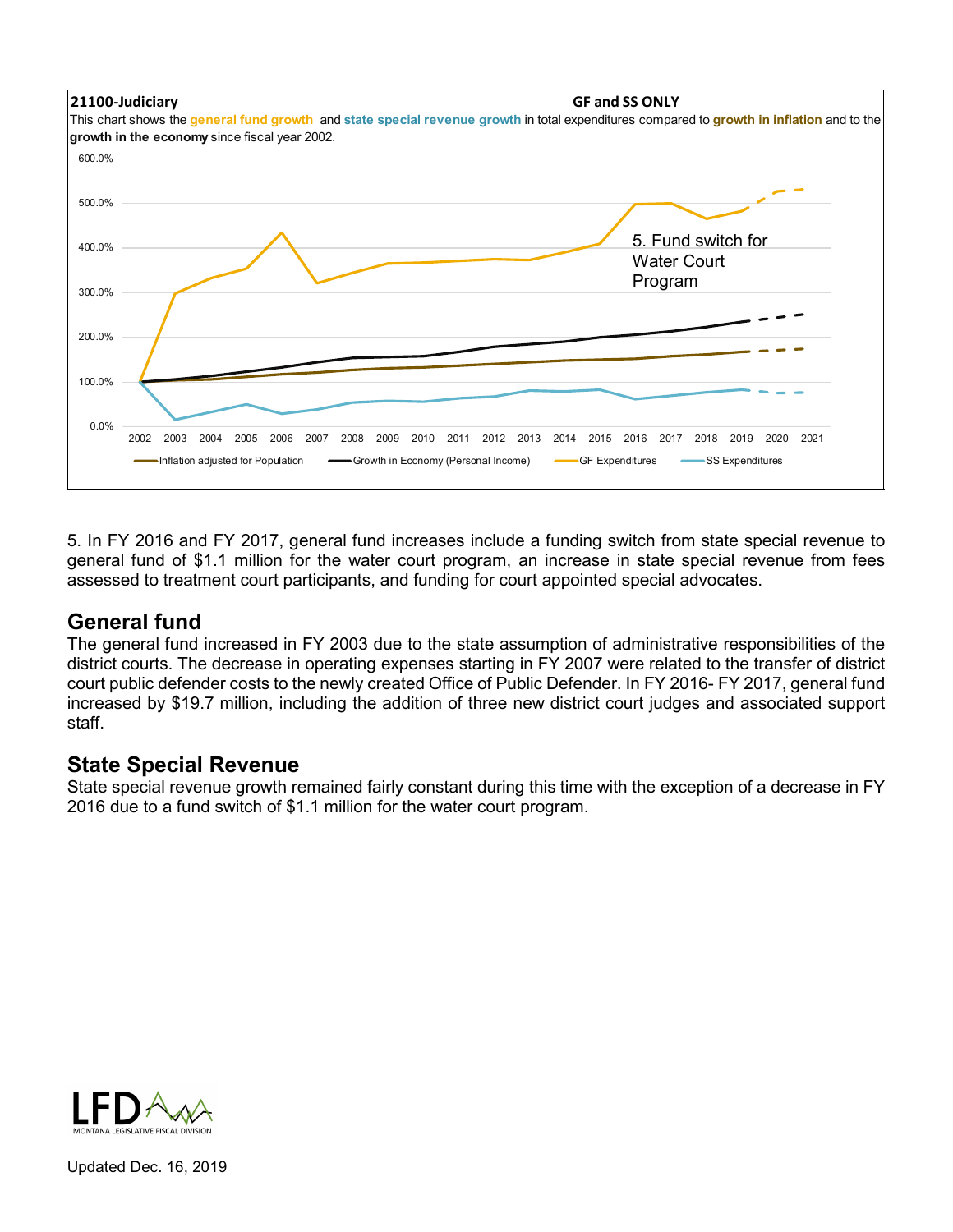21100-Judiciary

GF and SS ONLY

This chart shows the general fund growth and state special revenue growth in total expenditures compared to growth in inflation and to the growth in the economy since fiscal year 2002.

600.0%
500.0%
400.0%
300.0%
200.0%
100.0%
0.0%

2002 2003 2004 2005 2006 2007 2008 2009 2010 2011 2012 2013 2014 2015 2016 2017 2018 2019 2020 2021

5. Fund switch for Water Court Program

Inflation adjusted for Population — Growth in Economy (Personal Income) — GF Expenditures — SS Expenditures

5. In FY 2016 and FY 2017, general fund increases include a funding switch from state special revenue to general fund of $1.1 million for the water court program, an increase in state special revenue from fees assessed to treatment court participants, and funding for court appointed special advocates.

## General fund

The general fund increased in FY 2003 due to the state assumption of administrative responsibilities of the district courts. The decrease in operating expenses starting in FY 2007 were related to the transfer of district court public defender costs to the newly created Office of Public Defender. In FY 2016- FY 2017, general fund increased by $19.7 million, including the addition of three new district court judges and associated support staff.

## State Special Revenue

State special revenue growth remained fairly constant during this time with the exception of a decrease in FY 2016 due to a fund switch of $1.1 million for the water court program.

LFD MONTANA LEGISLATIVE FISCAL DIVISION

Updated Dec. 16, 2019